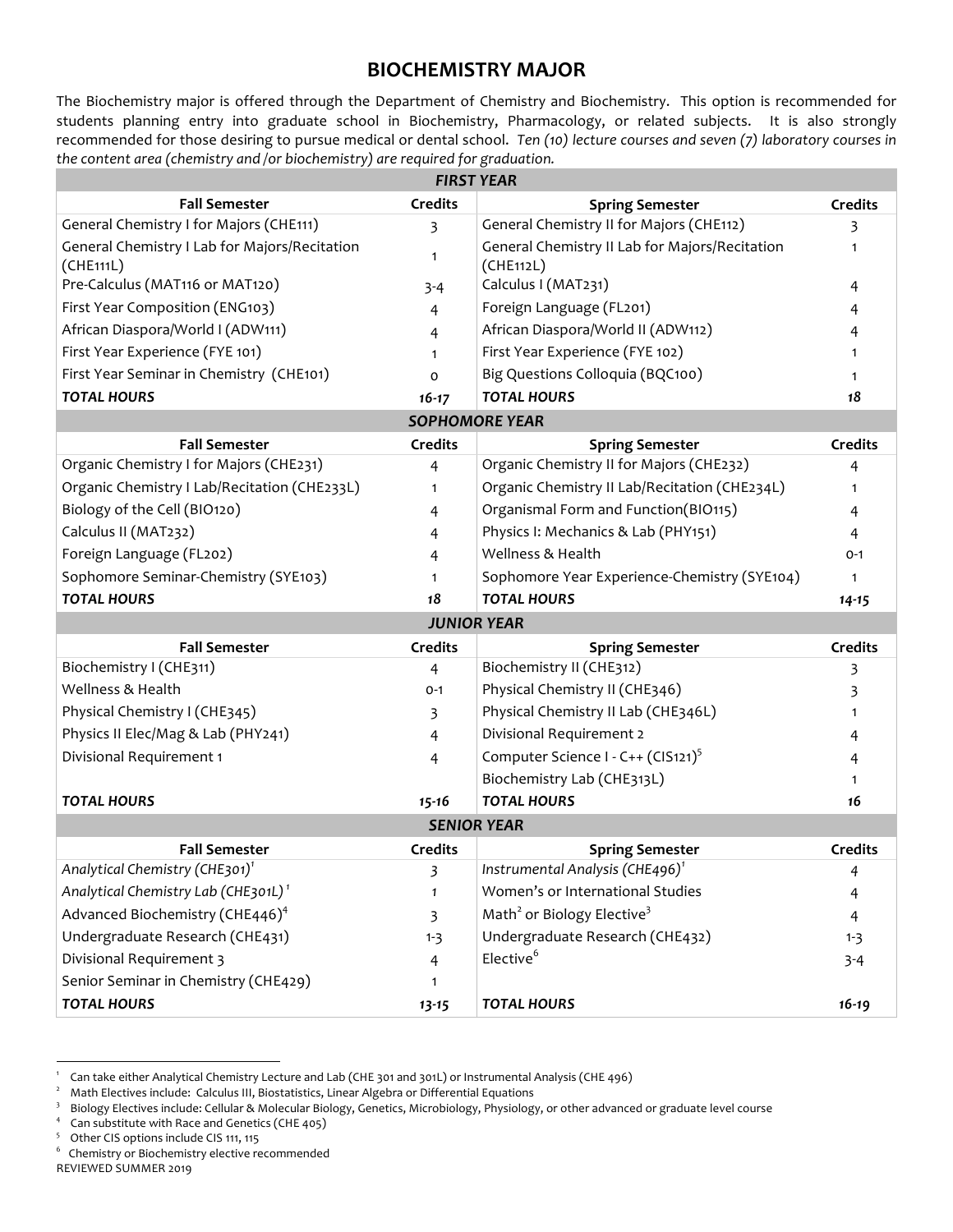# BIOCHEMISTRY MAJOR

The Biochemistry major is offered through the Department of Chemistry and Biochemistry. This option is recommended for students planning entry into graduate school in Biochemistry, Pharmacology, or related subjects. It is also strongly recommended for those desiring to pursue medical or dental school. *Ten (10) lecture courses and seven (7) laboratory courses in the content area (chemistry and /or biochemistry) are required for graduation.*

| ***FIRST YEAR*** | | | |
|---|---|---|---|
| **Fall Semester** | **Credits** | **Spring Semester** | **Credits** |
| General Chemistry I for Majors (CHE111) | 3 | General Chemistry II for Majors (CHE112) | 3 |
| General Chemistry I Lab for Majors/Recitation (CHE111L) | 1 | General Chemistry II Lab for Majors/Recitation (CHE112L) | 1 |
| Pre-Calculus (MAT116 or MAT120) | 3-4 | Calculus I (MAT231) | 4 |
| First Year Composition (ENG103) | 4 | Foreign Language (FL201) | 4 |
| African Diaspora/World I (ADW111) | 4 | African Diaspora/World II (ADW112) | 4 |
| First Year Experience (FYE 101) | 1 | First Year Experience (FYE 102) | 1 |
| First Year Seminar in Chemistry (CHE101) | 0 | Big Questions Colloquia (BQC100) | 1 |
| ***TOTAL HOURS*** | ***16-17*** | ***TOTAL HOURS*** | ***18*** |
| ***SOPHOMORE YEAR*** | | | |
| **Fall Semester** | **Credits** | **Spring Semester** | **Credits** |
| Organic Chemistry I for Majors (CHE231) | 4 | Organic Chemistry II for Majors (CHE232) | 4 |
| Organic Chemistry I Lab/Recitation (CHE233L) | 1 | Organic Chemistry II Lab/Recitation (CHE234L) | 1 |
| Biology of the Cell (BIO120) | 4 | Organismal Form and Function(BIO115) | 4 |
| Calculus II (MAT232) | 4 | Physics I: Mechanics & Lab (PHY151) | 4 |
| Foreign Language (FL202) | 4 | Wellness & Health | 0-1 |
| Sophomore Seminar-Chemistry (SYE103) | 1 | Sophomore Year Experience-Chemistry (SYE104) | 1 |
| ***TOTAL HOURS*** | ***18*** | ***TOTAL HOURS*** | ***14-15*** |
| ***JUNIOR YEAR*** | | | |
| **Fall Semester** | **Credits** | **Spring Semester** | **Credits** |
| Biochemistry I (CHE311) | 4 | Biochemistry II (CHE312) | 3 |
| Wellness & Health | 0-1 | Physical Chemistry II (CHE346) | 3 |
| Physical Chemistry I (CHE345) | 3 | Physical Chemistry II Lab (CHE346L) | 1 |
| Physics II Elec/Mag & Lab (PHY241) | 4 | Divisional Requirement 2 | 4 |
| Divisional Requirement 1 | 4 | Computer Science I - C++ (CIS121)[5] | 4 |
| | | Biochemistry Lab (CHE313L) | 1 |
| ***TOTAL HOURS*** | ***15-16*** | ***TOTAL HOURS*** | ***16*** |
| ***SENIOR YEAR*** | | | |
| **Fall Semester** | **Credits** | **Spring Semester** | **Credits** |
| *Analytical Chemistry (CHE301)*[1] | *3* | *Instrumental Analysis (CHE496)*[1] | *4* |
| *Analytical Chemistry Lab (CHE301L)*[1] | *1* | Women's or International Studies | 4 |
| Advanced Biochemistry (CHE446)[4] | 3 | Math[2] or Biology Elective[3] | 4 |
| Undergraduate Research (CHE431) | 1-3 | Undergraduate Research (CHE432) | 1-3 |
| Divisional Requirement 3 | 4 | Elective[6] | 3-4 |
| Senior Seminar in Chemistry (CHE429) | 1 | | |
| ***TOTAL HOURS*** | ***13-15*** | ***TOTAL HOURS*** | ***16-19*** |

[1] Can take either Analytical Chemistry Lecture and Lab (CHE 301 and 301L) or Instrumental Analysis (CHE 496)

[2] Math Electives include: Calculus III, Biostatistics, Linear Algebra or Differential Equations

[3] Biology Electives include: Cellular & Molecular Biology, Genetics, Microbiology, Physiology, or other advanced or graduate level course

[4] Can substitute with Race and Genetics (CHE 405)

[5] Other CIS options include CIS 111, 115

[6] Chemistry or Biochemistry elective recommended

REVIEWED SUMMER 2019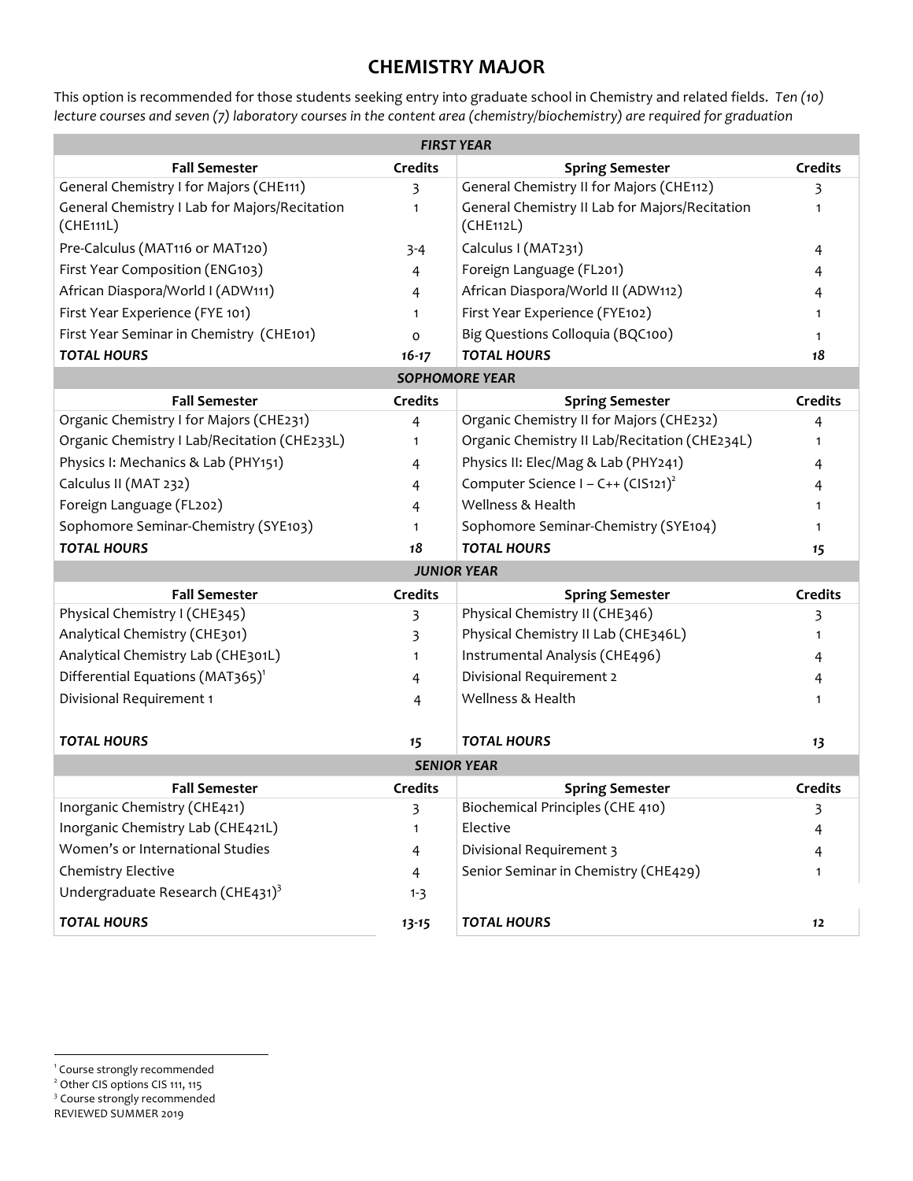# CHEMISTRY MAJOR

This option is recommended for those students seeking entry into graduate school in Chemistry and related fields. *Ten (10) lecture courses and seven (7) laboratory courses in the content area (chemistry/biochemistry) are required for graduation*

| Fall Semester | Credits | Spring Semester | Credits |
|---|---|---|---|
| ***FIRST YEAR*** | | | |
| General Chemistry I for Majors (CHE111) | 3 | General Chemistry II for Majors (CHE112) | 3 |
| General Chemistry I Lab for Majors/Recitation (CHE111L) | 1 | General Chemistry II Lab for Majors/Recitation (CHE112L) | 1 |
| Pre-Calculus (MAT116 or MAT120) | 3-4 | Calculus I (MAT231) | 4 |
| First Year Composition (ENG103) | 4 | Foreign Language (FL201) | 4 |
| African Diaspora/World I (ADW111) | 4 | African Diaspora/World II (ADW112) | 4 |
| First Year Experience (FYE 101) | 1 | First Year Experience (FYE102) | 1 |
| First Year Seminar in Chemistry (CHE101) | 0 | Big Questions Colloquia (BQC100) | 1 |
| ***TOTAL HOURS*** | ***16-17*** | ***TOTAL HOURS*** | ***18*** |
| ***SOPHOMORE YEAR*** | | | |
| **Fall Semester** | **Credits** | **Spring Semester** | **Credits** |
| Organic Chemistry I for Majors (CHE231) | 4 | Organic Chemistry II for Majors (CHE232) | 4 |
| Organic Chemistry I Lab/Recitation (CHE233L) | 1 | Organic Chemistry II Lab/Recitation (CHE234L) | 1 |
| Physics I: Mechanics & Lab (PHY151) | 4 | Physics II: Elec/Mag & Lab (PHY241) | 4 |
| Calculus II (MAT 232) | 4 | Computer Science I – C++ (CIS121)[2] | 4 |
| Foreign Language (FL202) | 4 | Wellness & Health | 1 |
| Sophomore Seminar-Chemistry (SYE103) | 1 | Sophomore Seminar-Chemistry (SYE104) | 1 |
| ***TOTAL HOURS*** | ***18*** | ***TOTAL HOURS*** | ***15*** |
| ***JUNIOR YEAR*** | | | |
| **Fall Semester** | **Credits** | **Spring Semester** | **Credits** |
| Physical Chemistry I (CHE345) | 3 | Physical Chemistry II (CHE346) | 3 |
| Analytical Chemistry (CHE301) | 3 | Physical Chemistry II Lab (CHE346L) | 1 |
| Analytical Chemistry Lab (CHE301L) | 1 | Instrumental Analysis (CHE496) | 4 |
| Differential Equations (MAT365)[1] | 4 | Divisional Requirement 2 | 4 |
| Divisional Requirement 1 | 4 | Wellness & Health | 1 |
| ***TOTAL HOURS*** | ***15*** | ***TOTAL HOURS*** | ***13*** |
| ***SENIOR YEAR*** | | | |
| **Fall Semester** | **Credits** | **Spring Semester** | **Credits** |
| Inorganic Chemistry (CHE421) | 3 | Biochemical Principles (CHE 410) | 3 |
| Inorganic Chemistry Lab (CHE421L) | 1 | Elective | 4 |
| Women's or International Studies | 4 | Divisional Requirement 3 | 4 |
| Chemistry Elective | 4 | Senior Seminar in Chemistry (CHE429) | 1 |
| Undergraduate Research (CHE431)[3] | 1-3 | | |
| ***TOTAL HOURS*** | ***13-15*** | ***TOTAL HOURS*** | ***12*** |

[1] Course strongly recommended
[2] Other CIS options CIS 111, 115
[3] Course strongly recommended
REVIEWED SUMMER 2019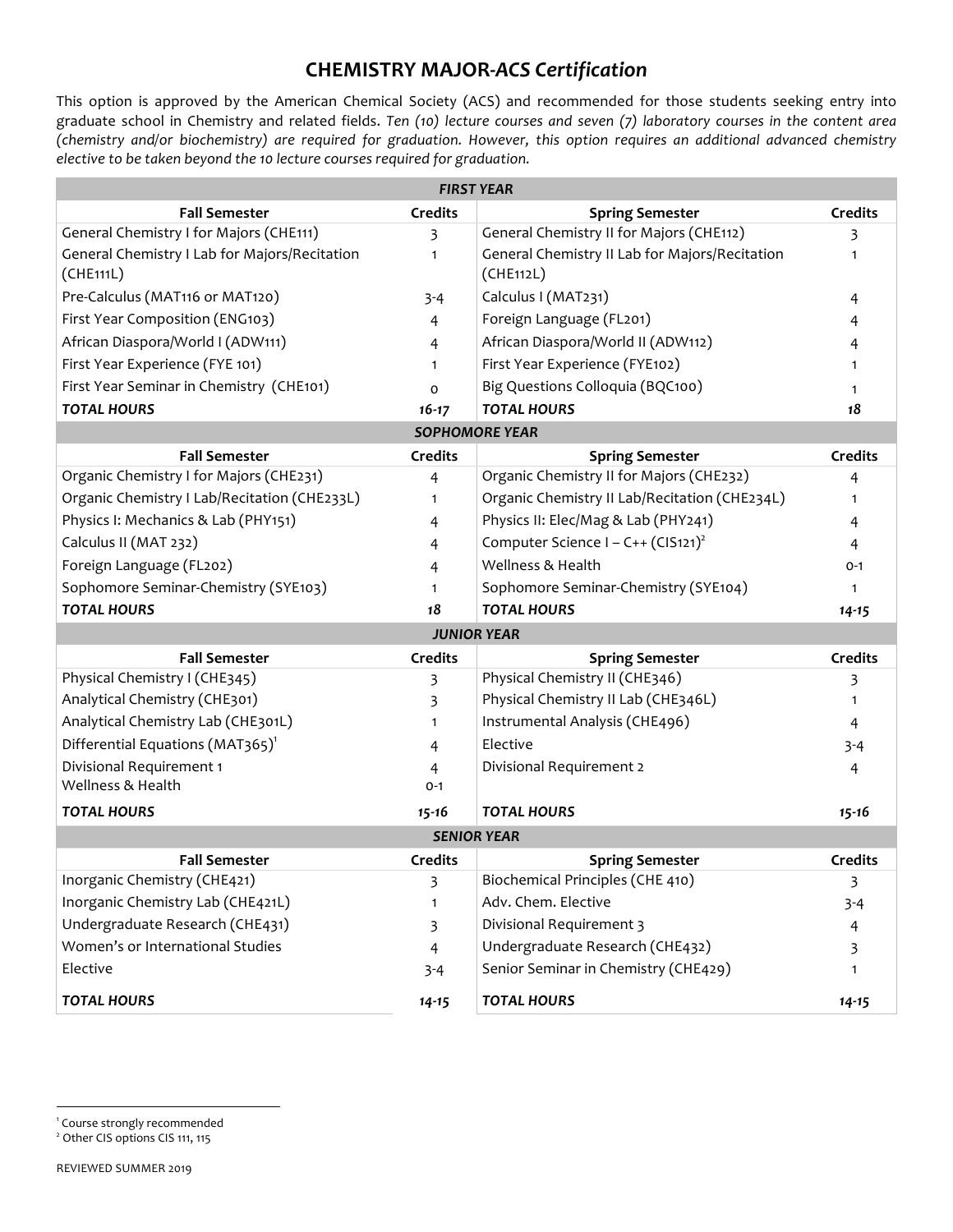# CHEMISTRY MAJOR-*ACS Certification*

This option is approved by the American Chemical Society (ACS) and recommended for those students seeking entry into graduate school in Chemistry and related fields. *Ten (10) lecture courses and seven (7) laboratory courses in the content area (chemistry and/or biochemistry) are required for graduation. However, this option requires an additional advanced chemistry elective to be taken beyond the 10 lecture courses required for graduation.*

| ***FIRST YEAR*** | | | |
|---|---|---|---|
| **Fall Semester** | **Credits** | **Spring Semester** | **Credits** |
| General Chemistry I for Majors (CHE111) | 3 | General Chemistry II for Majors (CHE112) | 3 |
| General Chemistry I Lab for Majors/Recitation (CHE111L) | 1 | General Chemistry II Lab for Majors/Recitation (CHE112L) | 1 |
| Pre-Calculus (MAT116 or MAT120) | 3-4 | Calculus I (MAT231) | 4 |
| First Year Composition (ENG103) | 4 | Foreign Language (FL201) | 4 |
| African Diaspora/World I (ADW111) | 4 | African Diaspora/World II (ADW112) | 4 |
| First Year Experience (FYE 101) | 1 | First Year Experience (FYE102) | 1 |
| First Year Seminar in Chemistry (CHE101) | 0 | Big Questions Colloquia (BQC100) | 1 |
| ***TOTAL HOURS*** | ***16-17*** | ***TOTAL HOURS*** | ***18*** |
| ***SOPHOMORE YEAR*** | | | |
| **Fall Semester** | **Credits** | **Spring Semester** | **Credits** |
| Organic Chemistry I for Majors (CHE231) | 4 | Organic Chemistry II for Majors (CHE232) | 4 |
| Organic Chemistry I Lab/Recitation (CHE233L) | 1 | Organic Chemistry II Lab/Recitation (CHE234L) | 1 |
| Physics I: Mechanics & Lab (PHY151) | 4 | Physics II: Elec/Mag & Lab (PHY241) | 4 |
| Calculus II (MAT 232) | 4 | Computer Science I – C++ (CIS121)[2] | 4 |
| Foreign Language (FL202) | 4 | Wellness & Health | 0-1 |
| Sophomore Seminar-Chemistry (SYE103) | 1 | Sophomore Seminar-Chemistry (SYE104) | 1 |
| ***TOTAL HOURS*** | ***18*** | ***TOTAL HOURS*** | ***14-15*** |
| ***JUNIOR YEAR*** | | | |
| **Fall Semester** | **Credits** | **Spring Semester** | **Credits** |
| Physical Chemistry I (CHE345) | 3 | Physical Chemistry II (CHE346) | 3 |
| Analytical Chemistry (CHE301) | 3 | Physical Chemistry II Lab (CHE346L) | 1 |
| Analytical Chemistry Lab (CHE301L) | 1 | Instrumental Analysis (CHE496) | 4 |
| Differential Equations (MAT365)[1] | 4 | Elective | 3-4 |
| Divisional Requirement 1 | 4 | Divisional Requirement 2 | 4 |
| Wellness & Health | 0-1 | | |
| ***TOTAL HOURS*** | ***15-16*** | ***TOTAL HOURS*** | ***15-16*** |
| ***SENIOR YEAR*** | | | |
| **Fall Semester** | **Credits** | **Spring Semester** | **Credits** |
| Inorganic Chemistry (CHE421) | 3 | Biochemical Principles (CHE 410) | 3 |
| Inorganic Chemistry Lab (CHE421L) | 1 | Adv. Chem. Elective | 3-4 |
| Undergraduate Research (CHE431) | 3 | Divisional Requirement 3 | 4 |
| Women's or International Studies | 4 | Undergraduate Research (CHE432) | 3 |
| Elective | 3-4 | Senior Seminar in Chemistry (CHE429) | 1 |
| ***TOTAL HOURS*** | ***14-15*** | ***TOTAL HOURS*** | ***14-15*** |

[1] Course strongly recommended

[2] Other CIS options CIS 111, 115

REVIEWED SUMMER 2019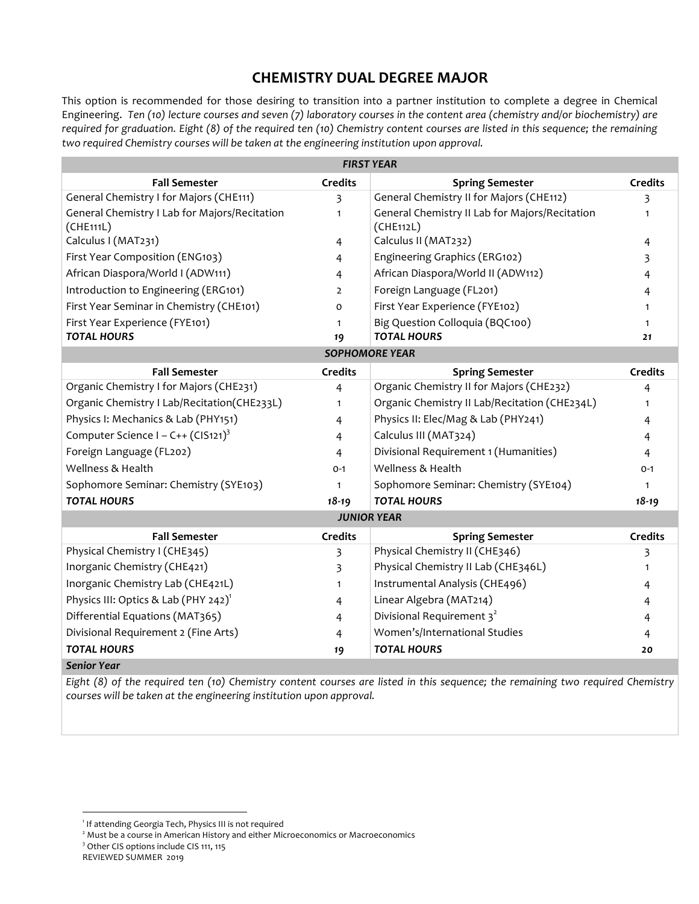# CHEMISTRY DUAL DEGREE MAJOR

This option is recommended for those desiring to transition into a partner institution to complete a degree in Chemical Engineering. *Ten (10) lecture courses and seven (7) laboratory courses in the content area (chemistry and/or biochemistry) are required for graduation. Eight (8) of the required ten (10) Chemistry content courses are listed in this sequence; the remaining two required Chemistry courses will be taken at the engineering institution upon approval.*

| ***FIRST YEAR*** | | | |
|---|---|---|---|
| **Fall Semester** | **Credits** | **Spring Semester** | **Credits** |
| General Chemistry I for Majors (CHE111) | 3 | General Chemistry II for Majors (CHE112) | 3 |
| General Chemistry I Lab for Majors/Recitation (CHE111L) | 1 | General Chemistry II Lab for Majors/Recitation (CHE112L) | 1 |
| Calculus I (MAT231) | 4 | Calculus II (MAT232) | 4 |
| First Year Composition (ENG103) | 4 | Engineering Graphics (ERG102) | 3 |
| African Diaspora/World I (ADW111) | 4 | African Diaspora/World II (ADW112) | 4 |
| Introduction to Engineering (ERG101) | 2 | Foreign Language (FL201) | 4 |
| First Year Seminar in Chemistry (CHE101) | 0 | First Year Experience (FYE102) | 1 |
| First Year Experience (FYE101) | 1 | Big Question Colloquia (BQC100) | 1 |
| ***TOTAL HOURS*** | ***19*** | ***TOTAL HOURS*** | ***21*** |
| ***SOPHOMORE YEAR*** | | | |
| **Fall Semester** | **Credits** | **Spring Semester** | **Credits** |
| Organic Chemistry I for Majors (CHE231) | 4 | Organic Chemistry II for Majors (CHE232) | 4 |
| Organic Chemistry I Lab/Recitation(CHE233L) | 1 | Organic Chemistry II Lab/Recitation (CHE234L) | 1 |
| Physics I: Mechanics & Lab (PHY151) | 4 | Physics II: Elec/Mag & Lab (PHY241) | 4 |
| Computer Science I – C++ (CIS121)[3] | 4 | Calculus III (MAT324) | 4 |
| Foreign Language (FL202) | 4 | Divisional Requirement 1 (Humanities) | 4 |
| Wellness & Health | 0-1 | Wellness & Health | 0-1 |
| Sophomore Seminar: Chemistry (SYE103) | 1 | Sophomore Seminar: Chemistry (SYE104) | 1 |
| ***TOTAL HOURS*** | ***18-19*** | ***TOTAL HOURS*** | ***18-19*** |
| ***JUNIOR YEAR*** | | | |
| **Fall Semester** | **Credits** | **Spring Semester** | **Credits** |
| Physical Chemistry I (CHE345) | 3 | Physical Chemistry II (CHE346) | 3 |
| Inorganic Chemistry (CHE421) | 3 | Physical Chemistry II Lab (CHE346L) | 1 |
| Inorganic Chemistry Lab (CHE421L) | 1 | Instrumental Analysis (CHE496) | 4 |
| Physics III: Optics & Lab (PHY 242)[1] | 4 | Linear Algebra (MAT214) | 4 |
| Differential Equations (MAT365) | 4 | Divisional Requirement 3[2] | 4 |
| Divisional Requirement 2 (Fine Arts) | 4 | Women's/International Studies | 4 |
| ***TOTAL HOURS*** | ***19*** | ***TOTAL HOURS*** | ***20*** |
| ***Senior Year*** | | | |
| *Eight (8) of the required ten (10) Chemistry content courses are listed in this sequence; the remaining two required Chemistry courses will be taken at the engineering institution upon approval.* | | | |

[1] If attending Georgia Tech, Physics III is not required
[2] Must be a course in American History and either Microeconomics or Macroeconomics
[3] Other CIS options include CIS 111, 115

REVIEWED SUMMER 2019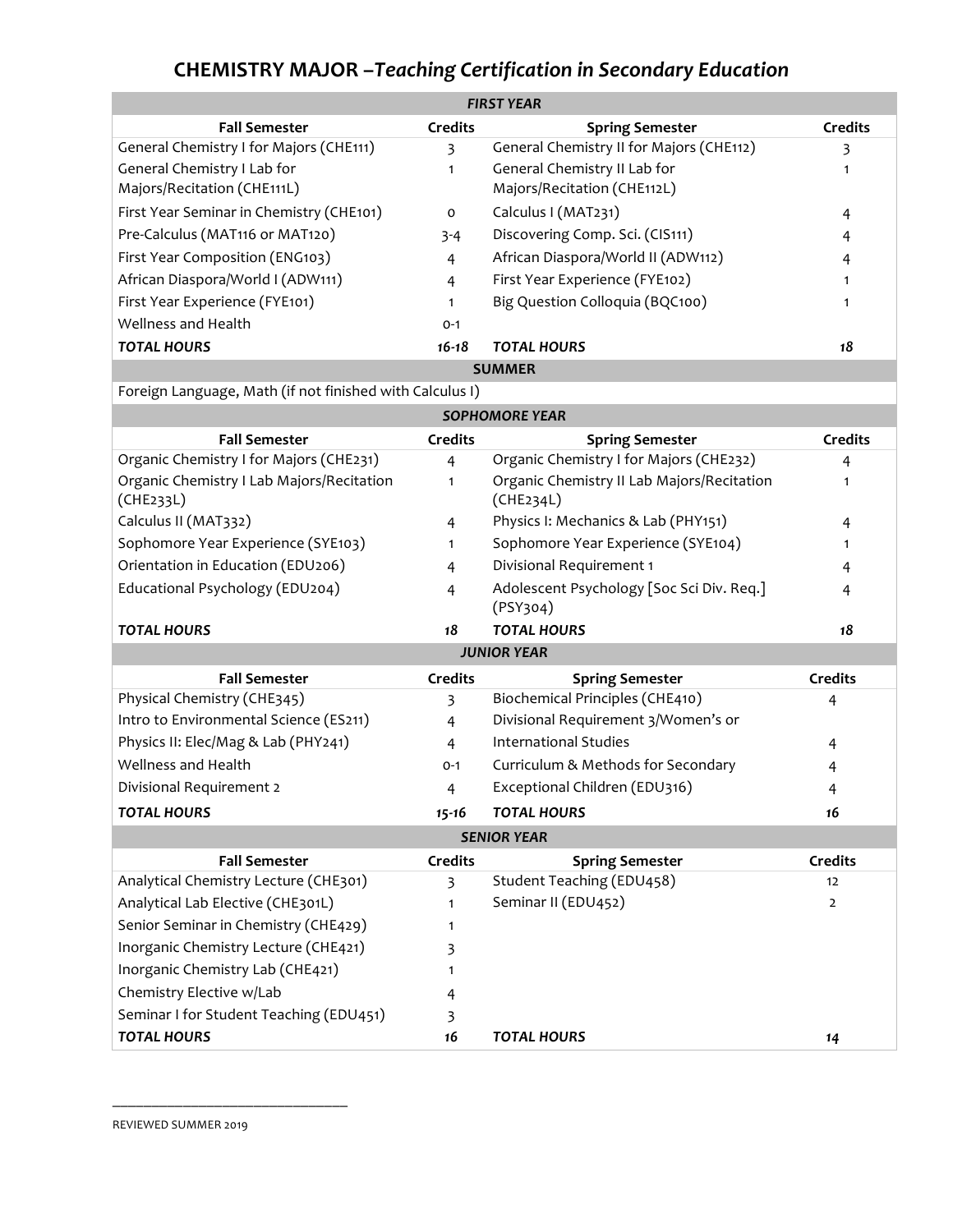# CHEMISTRY MAJOR –*Teaching Certification in Secondary Education*

| *FIRST YEAR* | | | |
|---|---|---|---|
| **Fall Semester** | **Credits** | **Spring Semester** | **Credits** |
| General Chemistry I for Majors (CHE111) | 3 | General Chemistry II for Majors (CHE112) | 3 |
| General Chemistry I Lab for Majors/Recitation (CHE111L) | 1 | General Chemistry II Lab for Majors/Recitation (CHE112L) | 1 |
| First Year Seminar in Chemistry (CHE101) | 0 | Calculus I (MAT231) | 4 |
| Pre-Calculus (MAT116 or MAT120) | 3-4 | Discovering Comp. Sci. (CIS111) | 4 |
| First Year Composition (ENG103) | 4 | African Diaspora/World II (ADW112) | 4 |
| African Diaspora/World I (ADW111) | 4 | First Year Experience (FYE102) | 1 |
| First Year Experience (FYE101) | 1 | Big Question Colloquia (BQC100) | 1 |
| Wellness and Health | 0-1 | | |
| ***TOTAL HOURS*** | ***16-18*** | ***TOTAL HOURS*** | ***18*** |
| **SUMMER** | | | |
| Foreign Language, Math (if not finished with Calculus I) | | | |
| *SOPHOMORE YEAR* | | | |
| **Fall Semester** | **Credits** | **Spring Semester** | **Credits** |
| Organic Chemistry I for Majors (CHE231) | 4 | Organic Chemistry I for Majors (CHE232) | 4 |
| Organic Chemistry I Lab Majors/Recitation (CHE233L) | 1 | Organic Chemistry II Lab Majors/Recitation (CHE234L) | 1 |
| Calculus II (MAT332) | 4 | Physics I: Mechanics & Lab (PHY151) | 4 |
| Sophomore Year Experience (SYE103) | 1 | Sophomore Year Experience (SYE104) | 1 |
| Orientation in Education (EDU206) | 4 | Divisional Requirement 1 | 4 |
| Educational Psychology (EDU204) | 4 | Adolescent Psychology [Soc Sci Div. Req.] (PSY304) | 4 |
| ***TOTAL HOURS*** | ***18*** | ***TOTAL HOURS*** | ***18*** |
| *JUNIOR YEAR* | | | |
| **Fall Semester** | **Credits** | **Spring Semester** | **Credits** |
| Physical Chemistry (CHE345) | 3 | Biochemical Principles (CHE410) | 4 |
| Intro to Environmental Science (ES211) | 4 | Divisional Requirement 3/Women's or International Studies | 4 |
| Physics II: Elec/Mag & Lab (PHY241) | 4 | Curriculum & Methods for Secondary | 4 |
| Wellness and Health | 0-1 | Exceptional Children (EDU316) | 4 |
| Divisional Requirement 2 | 4 | | |
| ***TOTAL HOURS*** | ***15-16*** | ***TOTAL HOURS*** | ***16*** |
| *SENIOR YEAR* | | | |
| **Fall Semester** | **Credits** | **Spring Semester** | **Credits** |
| Analytical Chemistry Lecture (CHE301) | 3 | Student Teaching (EDU458) | 12 |
| Analytical Lab Elective (CHE301L) | 1 | Seminar II (EDU452) | 2 |
| Senior Seminar in Chemistry (CHE429) | 1 | | |
| Inorganic Chemistry Lecture (CHE421) | 3 | | |
| Inorganic Chemistry Lab (CHE421) | 1 | | |
| Chemistry Elective w/Lab | 4 | | |
| Seminar I for Student Teaching (EDU451) | 3 | | |
| ***TOTAL HOURS*** | ***16*** | ***TOTAL HOURS*** | ***14*** |

REVIEWED SUMMER 2019